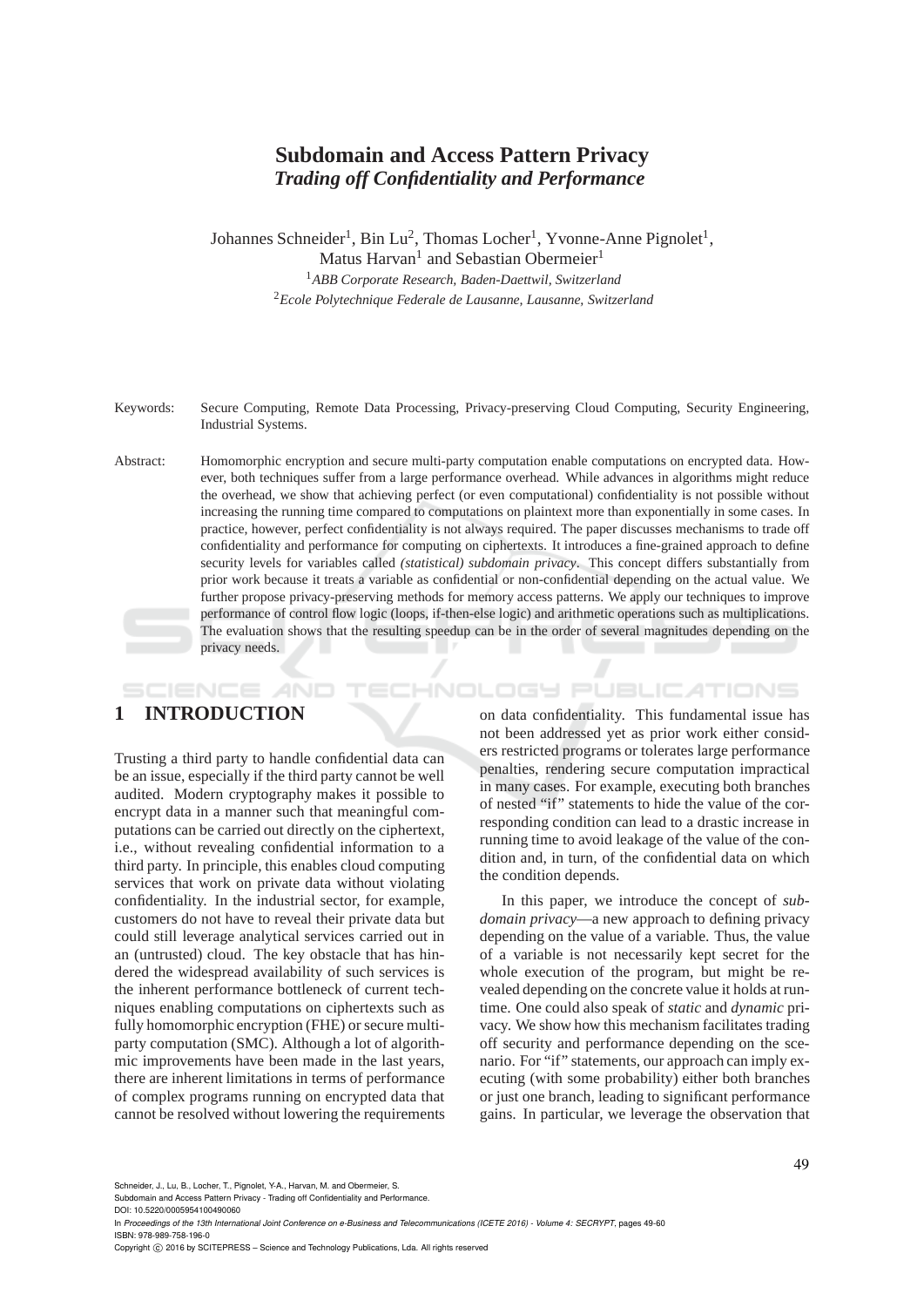# Subdomain and Access Pattern Privacy

## *Trading off Confidentiality and Performance*

Johannes Schneider[1], Bin Lu[2], Thomas Locher[1], Yvonne-Anne Pignolet[1], Matus Harvan[1] and Sebastian Obermeier[1]

[1]*ABB Corporate Research, Baden-Daettwil, Switzerland*

[2]*Ecole Polytechnique Federale de Lausanne, Lausanne, Switzerland*

Keywords: Secure Computing, Remote Data Processing, Privacy-preserving Cloud Computing, Security Engineering, Industrial Systems.

Abstract: Homomorphic encryption and secure multi-party computation enable computations on encrypted data. However, both techniques suffer from a large performance overhead. While advances in algorithms might reduce the overhead, we show that achieving perfect (or even computational) confidentiality is not possible without increasing the running time compared to computations on plaintext more than exponentially in some cases. In practice, however, perfect confidentiality is not always required. The paper discusses mechanisms to trade off confidentiality and performance for computing on ciphertexts. It introduces a fine-grained approach to define security levels for variables called *(statistical) subdomain privacy*. This concept differs substantially from prior work because it treats a variable as confidential or non-confidential depending on the actual value. We further propose privacy-preserving methods for memory access patterns. We apply our techniques to improve performance of control flow logic (loops, if-then-else logic) and arithmetic operations such as multiplications. The evaluation shows that the resulting speedup can be in the order of several magnitudes depending on the privacy needs.

## 1 INTRODUCTION

Trusting a third party to handle confidential data can be an issue, especially if the third party cannot be well audited. Modern cryptography makes it possible to encrypt data in a manner such that meaningful computations can be carried out directly on the ciphertext, i.e., without revealing confidential information to a third party. In principle, this enables cloud computing services that work on private data without violating confidentiality. In the industrial sector, for example, customers do not have to reveal their private data but could still leverage analytical services carried out in an (untrusted) cloud. The key obstacle that has hindered the widespread availability of such services is the inherent performance bottleneck of current techniques enabling computations on ciphertexts such as fully homomorphic encryption (FHE) or secure multiparty computation (SMC). Although a lot of algorithmic improvements have been made in the last years, there are inherent limitations in terms of performance of complex programs running on encrypted data that cannot be resolved without lowering the requirements on data confidentiality. This fundamental issue has not been addressed yet as prior work either considers restricted programs or tolerates large performance penalties, rendering secure computation impractical in many cases. For example, executing both branches of nested "if" statements to hide the value of the corresponding condition can lead to a drastic increase in running time to avoid leakage of the value of the condition and, in turn, of the confidential data on which the condition depends.

In this paper, we introduce the concept of *subdomain privacy*—a new approach to defining privacy depending on the value of a variable. Thus, the value of a variable is not necessarily kept secret for the whole execution of the program, but might be revealed depending on the concrete value it holds at runtime. One could also speak of *static* and *dynamic* privacy. We show how this mechanism facilitates trading off security and performance depending on the scenario. For "if" statements, our approach can imply executing (with some probability) either both branches or just one branch, leading to significant performance gains. In particular, we leverage the observation that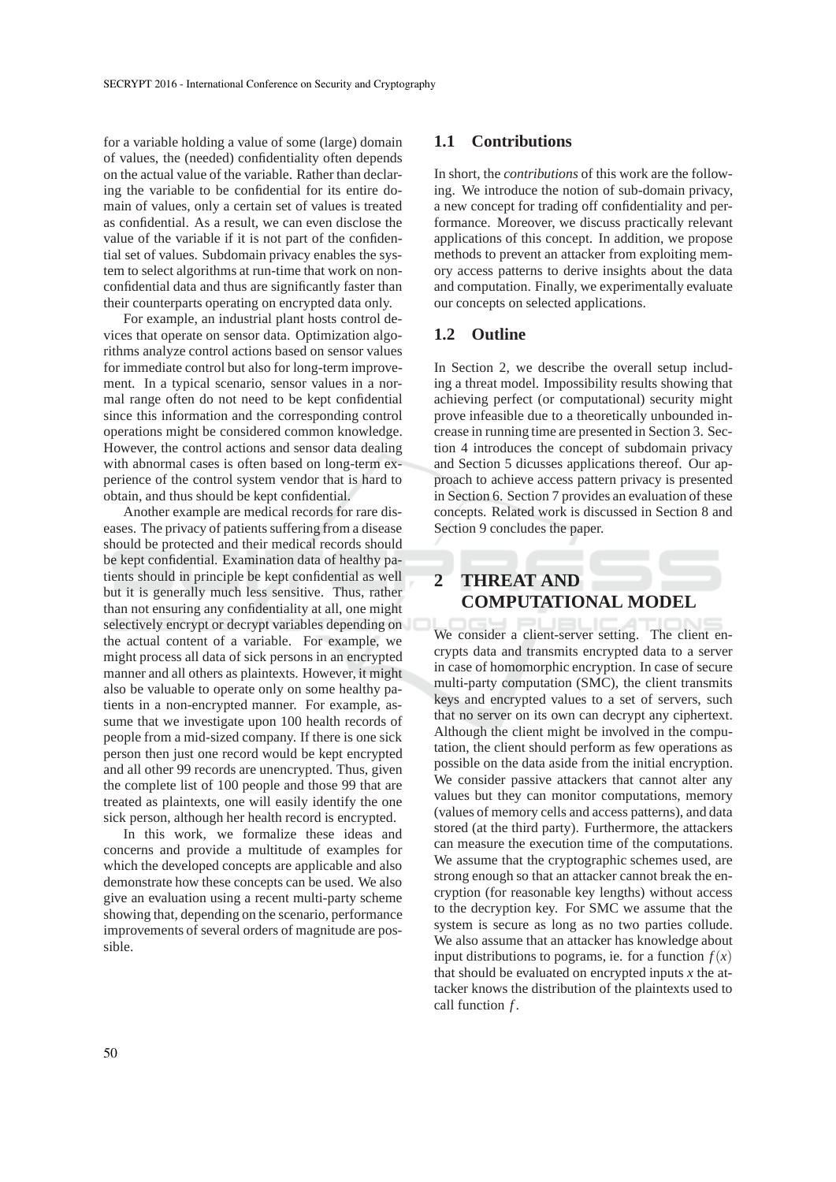for a variable holding a value of some (large) domain of values, the (needed) confidentiality often depends on the actual value of the variable. Rather than declaring the variable to be confidential for its entire domain of values, only a certain set of values is treated as confidential. As a result, we can even disclose the value of the variable if it is not part of the confidential set of values. Subdomain privacy enables the system to select algorithms at run-time that work on non-confidential data and thus are significantly faster than their counterparts operating on encrypted data only.

For example, an industrial plant hosts control devices that operate on sensor data. Optimization algorithms analyze control actions based on sensor values for immediate control but also for long-term improvement. In a typical scenario, sensor values in a normal range often do not need to be kept confidential since this information and the corresponding control operations might be considered common knowledge. However, the control actions and sensor data dealing with abnormal cases is often based on long-term experience of the control system vendor that is hard to obtain, and thus should be kept confidential.

Another example are medical records for rare diseases. The privacy of patients suffering from a disease should be protected and their medical records should be kept confidential. Examination data of healthy patients should in principle be kept confidential as well but it is generally much less sensitive. Thus, rather than not ensuring any confidentiality at all, one might selectively encrypt or decrypt variables depending on the actual content of a variable. For example, we might process all data of sick persons in an encrypted manner and all others as plaintexts. However, it might also be valuable to operate only on some healthy patients in a non-encrypted manner. For example, assume that we investigate upon 100 health records of people from a mid-sized company. If there is one sick person then just one record would be kept encrypted and all other 99 records are unencrypted. Thus, given the complete list of 100 people and those 99 that are treated as plaintexts, one will easily identify the one sick person, although her health record is encrypted.

In this work, we formalize these ideas and concerns and provide a multitude of examples for which the developed concepts are applicable and also demonstrate how these concepts can be used. We also give an evaluation using a recent multi-party scheme showing that, depending on the scenario, performance improvements of several orders of magnitude are possible.

## 1.1 Contributions

In short, the *contributions* of this work are the following. We introduce the notion of sub-domain privacy, a new concept for trading off confidentiality and performance. Moreover, we discuss practically relevant applications of this concept. In addition, we propose methods to prevent an attacker from exploiting memory access patterns to derive insights about the data and computation. Finally, we experimentally evaluate our concepts on selected applications.

## 1.2 Outline

In Section 2, we describe the overall setup including a threat model. Impossibility results showing that achieving perfect (or computational) security might prove infeasible due to a theoretically unbounded increase in running time are presented in Section 3. Section 4 introduces the concept of subdomain privacy and Section 5 dicusses applications thereof. Our approach to achieve access pattern privacy is presented in Section 6. Section 7 provides an evaluation of these concepts. Related work is discussed in Section 8 and Section 9 concludes the paper.

# 2 THREAT AND COMPUTATIONAL MODEL

We consider a client-server setting. The client encrypts data and transmits encrypted data to a server in case of homomorphic encryption. In case of secure multi-party computation (SMC), the client transmits keys and encrypted values to a set of servers, such that no server on its own can decrypt any ciphertext. Although the client might be involved in the computation, the client should perform as few operations as possible on the data aside from the initial encryption. We consider passive attackers that cannot alter any values but they can monitor computations, memory (values of memory cells and access patterns), and data stored (at the third party). Furthermore, the attackers can measure the execution time of the computations. We assume that the cryptographic schemes used, are strong enough so that an attacker cannot break the encryption (for reasonable key lengths) without access to the decryption key. For SMC we assume that the system is secure as long as no two parties collude. We also assume that an attacker has knowledge about input distributions to pograms, ie. for a function $f(x)$ that should be evaluated on encrypted inputs $x$ the attacker knows the distribution of the plaintexts used to call function $f$.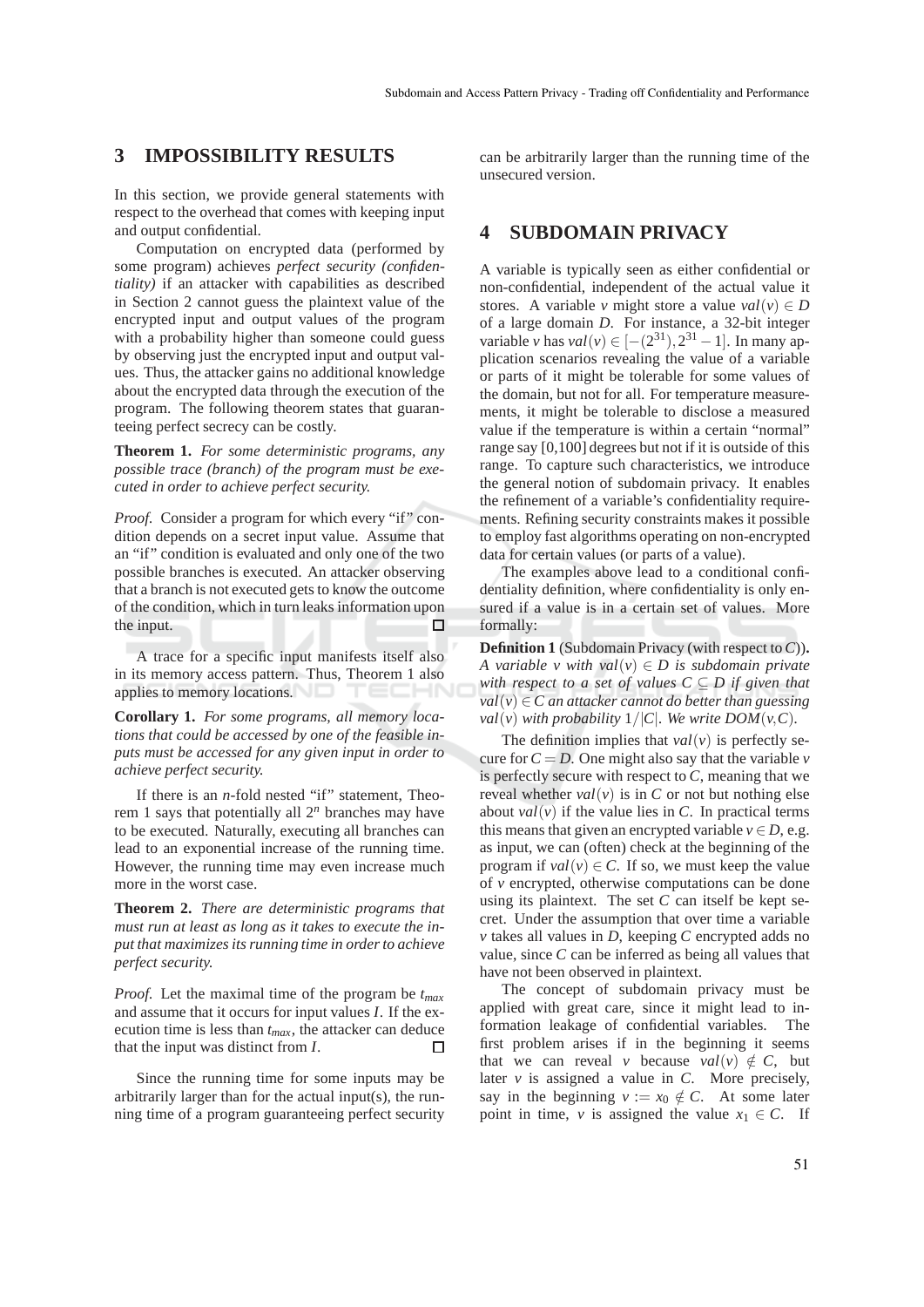## 3 IMPOSSIBILITY RESULTS

In this section, we provide general statements with respect to the overhead that comes with keeping input and output confidential.

Computation on encrypted data (performed by some program) achieves *perfect security (confidentiality)* if an attacker with capabilities as described in Section 2 cannot guess the plaintext value of the encrypted input and output values of the program with a probability higher than someone could guess by observing just the encrypted input and output values. Thus, the attacker gains no additional knowledge about the encrypted data through the execution of the program. The following theorem states that guaranteeing perfect secrecy can be costly.

**Theorem 1.** *For some deterministic programs, any possible trace (branch) of the program must be executed in order to achieve perfect security.*

*Proof.* Consider a program for which every "if" condition depends on a secret input value. Assume that an "if" condition is evaluated and only one of the two possible branches is executed. An attacker observing that a branch is not executed gets to know the outcome of the condition, which in turn leaks information upon the input. □

A trace for a specific input manifests itself also in its memory access pattern. Thus, Theorem 1 also applies to memory locations.

**Corollary 1.** *For some programs, all memory locations that could be accessed by one of the feasible inputs must be accessed for any given input in order to achieve perfect security.*

If there is an $n$-fold nested "if" statement, Theorem 1 says that potentially all $2^n$ branches may have to be executed. Naturally, executing all branches can lead to an exponential increase of the running time. However, the running time may even increase much more in the worst case.

**Theorem 2.** *There are deterministic programs that must run at least as long as it takes to execute the input that maximizes its running time in order to achieve perfect security.*

*Proof.* Let the maximal time of the program be $t_{max}$ and assume that it occurs for input values $I$. If the execution time is less than $t_{max}$, the attacker can deduce that the input was distinct from $I$. □

Since the running time for some inputs may be arbitrarily larger than for the actual input(s), the running time of a program guaranteeing perfect security can be arbitrarily larger than the running time of the unsecured version.

## 4 SUBDOMAIN PRIVACY

A variable is typically seen as either confidential or non-confidential, independent of the actual value it stores. A variable $v$ might store a value $val(v) \in D$ of a large domain $D$. For instance, a 32-bit integer variable $v$ has $val(v) \in [-(2^{31}), 2^{31} - 1]$. In many application scenarios revealing the value of a variable or parts of it might be tolerable for some values of the domain, but not for all. For temperature measurements, it might be tolerable to disclose a measured value if the temperature is within a certain "normal" range say [0,100] degrees but not if it is outside of this range. To capture such characteristics, we introduce the general notion of subdomain privacy. It enables the refinement of a variable's confidentiality requirements. Refining security constraints makes it possible to employ fast algorithms operating on non-encrypted data for certain values (or parts of a value).

The examples above lead to a conditional confidentiality definition, where confidentiality is only ensured if a value is in a certain set of values. More formally:

**Definition 1** (Subdomain Privacy (with respect to $C$))**.** *A variable $v$ with $val(v) \in D$ is subdomain private with respect to a set of values $C \subseteq D$ if given that $val(v) \in C$ an attacker cannot do better than guessing $val(v)$ with probability $1/|C|$. We write $DOM(v,C)$.*

The definition implies that $val(v)$ is perfectly secure for $C = D$. One might also say that the variable $v$ is perfectly secure with respect to $C$, meaning that we reveal whether $val(v)$ is in $C$ or not but nothing else about $val(v)$ if the value lies in $C$. In practical terms this means that given an encrypted variable $v \in D$, e.g. as input, we can (often) check at the beginning of the program if $val(v) \in C$. If so, we must keep the value of $v$ encrypted, otherwise computations can be done using its plaintext. The set $C$ can itself be kept secret. Under the assumption that over time a variable $v$ takes all values in $D$, keeping $C$ encrypted adds no value, since $C$ can be inferred as being all values that have not been observed in plaintext.

The concept of subdomain privacy must be applied with great care, since it might lead to information leakage of confidential variables. The first problem arises if in the beginning it seems that we can reveal $v$ because $val(v) \notin C$, but later $v$ is assigned a value in $C$. More precisely, say in the beginning $v := x_0 \notin C$. At some later point in time, $v$ is assigned the value $x_1 \in C$. If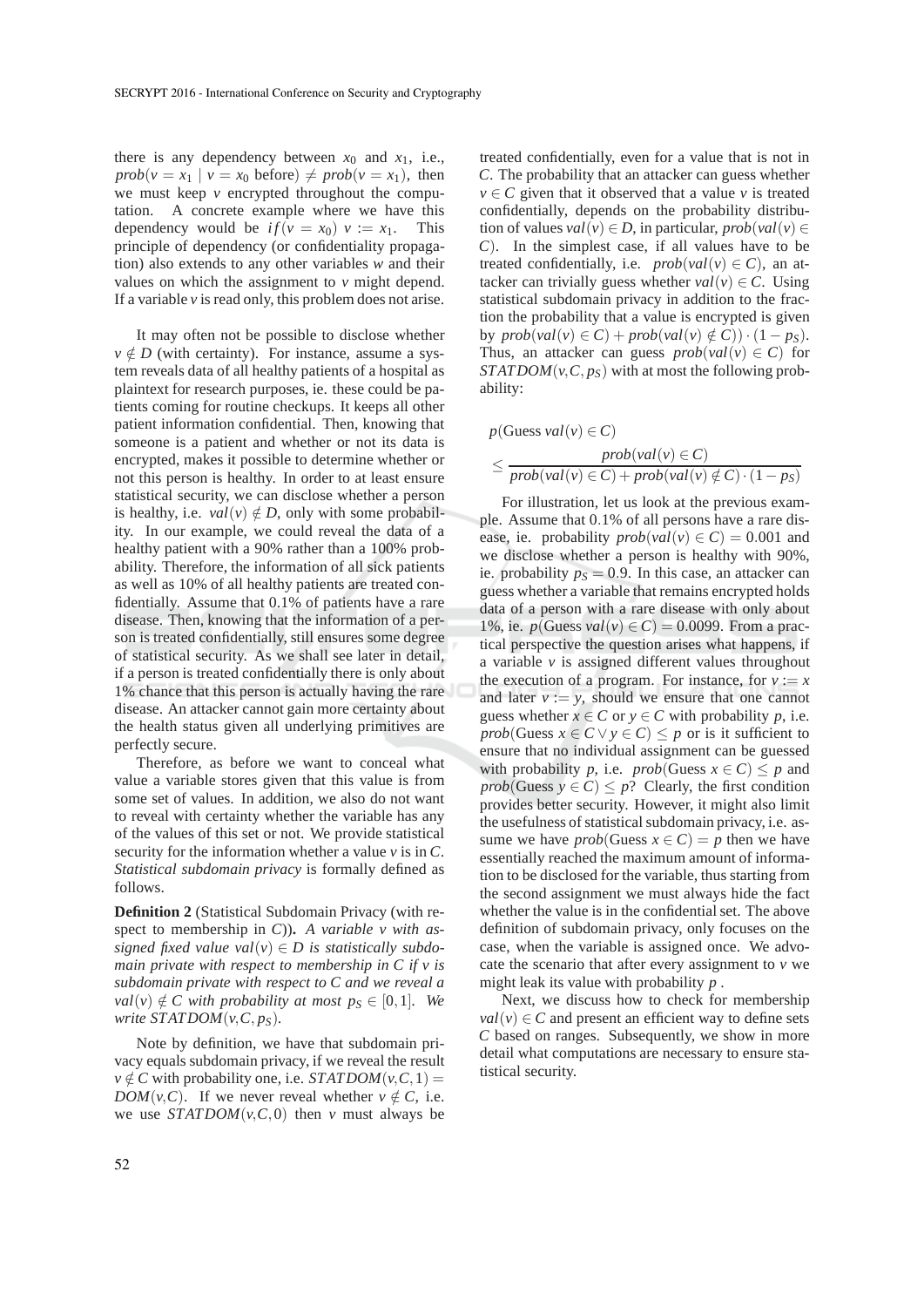there is any dependency between $x_0$ and $x_1$, i.e., $prob(v = x_1 \mid v = x_0 \text{ before}) \neq prob(v = x_1)$, then we must keep $v$ encrypted throughout the computation. A concrete example where we have this dependency would be $if(v = x_0)\ v := x_1$. This principle of dependency (or confidentiality propagation) also extends to any other variables $w$ and their values on which the assignment to $v$ might depend. If a variable $v$ is read only, this problem does not arise.

It may often not be possible to disclose whether $v \notin D$ (with certainty). For instance, assume a system reveals data of all healthy patients of a hospital as plaintext for research purposes, ie. these could be patients coming for routine checkups. It keeps all other patient information confidential. Then, knowing that someone is a patient and whether or not its data is encrypted, makes it possible to determine whether or not this person is healthy. In order to at least ensure statistical security, we can disclose whether a person is healthy, i.e. $val(v) \notin D$, only with some probability. In our example, we could reveal the data of a healthy patient with a 90% rather than a 100% probability. Therefore, the information of all sick patients as well as 10% of all healthy patients are treated confidentially. Assume that 0.1% of patients have a rare disease. Then, knowing that the information of a person is treated confidentially, still ensures some degree of statistical security. As we shall see later in detail, if a person is treated confidentially there is only about 1% chance that this person is actually having the rare disease. An attacker cannot gain more certainty about the health status given all underlying primitives are perfectly secure.

Therefore, as before we want to conceal what value a variable stores given that this value is from some set of values. In addition, we also do not want to reveal with certainty whether the variable has any of the values of this set or not. We provide statistical security for the information whether a value $v$ is in $C$. *Statistical subdomain privacy* is formally defined as follows.

**Definition 2** (Statistical Subdomain Privacy (with respect to membership in $C$))**.** *A variable $v$ with assigned fixed value $val(v) \in D$ is statistically subdomain private with respect to membership in $C$ if $v$ is subdomain private with respect to $C$ and we reveal a $val(v) \notin C$ with probability at most $p_S \in [0,1]$. We write $STATDOM(v,C,p_S)$.*

Note by definition, we have that subdomain privacy equals subdomain privacy, if we reveal the result $v \notin C$ with probability one, i.e. $STATDOM(v,C,1) = DOM(v,C)$. If we never reveal whether $v \notin C$, i.e. we use $STATDOM(v,C,0)$ then $v$ must always be treated confidentially, even for a value that is not in $C$. The probability that an attacker can guess whether $v \in C$ given that it observed that a value $v$ is treated confidentially, depends on the probability distribution of values $val(v) \in D$, in particular, $prob(val(v) \in C)$. In the simplest case, if all values have to be treated confidentially, i.e. $prob(val(v) \in C)$, an attacker can trivially guess whether $val(v) \in C$. Using statistical subdomain privacy in addition to the fraction the probability that a value is encrypted is given by $prob(val(v) \in C) + prob(val(v) \notin C)) \cdot (1 - p_S)$. Thus, an attacker can guess $prob(val(v) \in C)$ for $STATDOM(v,C,p_S)$ with at most the following probability:

$$p(\text{Guess } val(v) \in C) \leq \frac{prob(val(v) \in C)}{prob(val(v) \in C) + prob(val(v) \notin C) \cdot (1 - p_S)}$$

For illustration, let us look at the previous example. Assume that 0.1% of all persons have a rare disease, ie. probability $prob(val(v) \in C) = 0.001$ and we disclose whether a person is healthy with 90%, ie. probability $p_S = 0.9$. In this case, an attacker can guess whether a variable that remains encrypted holds data of a person with a rare disease with only about 1%, ie. $p(\text{Guess } val(v) \in C) = 0.0099$. From a practical perspective the question arises what happens, if a variable $v$ is assigned different values throughout the execution of a program. For instance, for $v := x$ and later $v := y$, should we ensure that one cannot guess whether $x \in C$ or $y \in C$ with probability $p$, i.e. $prob(\text{Guess } x \in C \vee y \in C) \leq p$ or is it sufficient to ensure that no individual assignment can be guessed with probability $p$, i.e. $prob(\text{Guess } x \in C) \leq p$ and $prob(\text{Guess } y \in C) \leq p$? Clearly, the first condition provides better security. However, it might also limit the usefulness of statistical subdomain privacy, i.e. assume we have $prob(\text{Guess } x \in C) = p$ then we have essentially reached the maximum amount of information to be disclosed for the variable, thus starting from the second assignment we must always hide the fact whether the value is in the confidential set. The above definition of subdomain privacy, only focuses on the case, when the variable is assigned once. We advocate the scenario that after every assignment to $v$ we might leak its value with probability $p$.

Next, we discuss how to check for membership $val(v) \in C$ and present an efficient way to define sets $C$ based on ranges. Subsequently, we show in more detail what computations are necessary to ensure statistical security.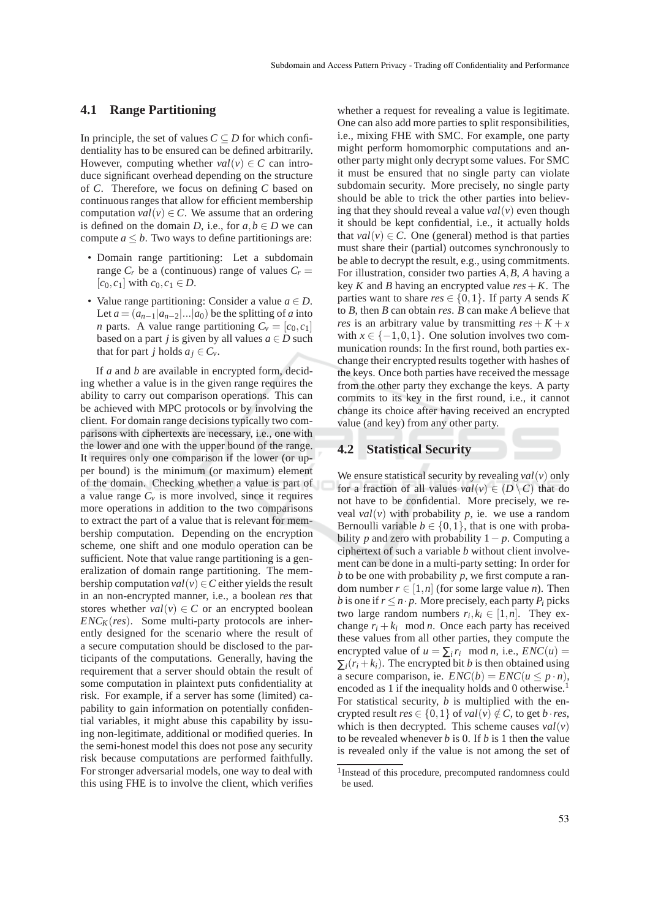### 4.1 Range Partitioning

In principle, the set of values $C \subseteq D$ for which confidentiality has to be ensured can be defined arbitrarily. However, computing whether $val(v) \in C$ can introduce significant overhead depending on the structure of $C$. Therefore, we focus on defining $C$ based on continuous ranges that allow for efficient membership computation $val(v) \in C$. We assume that an ordering is defined on the domain $D$, i.e., for $a, b \in D$ we can compute $a \leq b$. Two ways to define partitionings are:

- Domain range partitioning: Let a subdomain range $C_r$ be a (continuous) range of values $C_r = [c_0, c_1]$ with $c_0, c_1 \in D$.
- Value range partitioning: Consider a value $a \in D$. Let $a = (a_{n-1}|a_{n-2}|...|a_0)$ be the splitting of $a$ into $n$ parts. A value range partitioning $C_v = [c_0, c_1]$ based on a part $j$ is given by all values $a \in D$ such that for part $j$ holds $a_j \in C_v$.

If $a$ and $b$ are available in encrypted form, deciding whether a value is in the given range requires the ability to carry out comparison operations. This can be achieved with MPC protocols or by involving the client. For domain range decisions typically two comparisons with ciphertexts are necessary, i.e., one with the lower and one with the upper bound of the range. It requires only one comparison if the lower (or upper bound) is the minimum (or maximum) element of the domain. Checking whether a value is part of a value range $C_v$ is more involved, since it requires more operations in addition to the two comparisons to extract the part of a value that is relevant for membership computation. Depending on the encryption scheme, one shift and one modulo operation can be sufficient. Note that value range partitioning is a generalization of domain range partitioning. The membership computation $val(v) \in C$ either yields the result in an non-encrypted manner, i.e., a boolean $res$ that stores whether $val(v) \in C$ or an encrypted boolean $ENC_K(res)$. Some multi-party protocols are inherently designed for the scenario where the result of a secure computation should be disclosed to the participants of the computations. Generally, having the requirement that a server should obtain the result of some computation in plaintext puts confidentiality at risk. For example, if a server has some (limited) capability to gain information on potentially confidential variables, it might abuse this capability by issuing non-legitimate, additional or modified queries. In the semi-honest model this does not pose any security risk because computations are performed faithfully. For stronger adversarial models, one way to deal with this using FHE is to involve the client, which verifies whether a request for revealing a value is legitimate. One can also add more parties to split responsibilities, i.e., mixing FHE with SMC. For example, one party might perform homomorphic computations and another party might only decrypt some values. For SMC it must be ensured that no single party can violate subdomain security. More precisely, no single party should be able to trick the other parties into believing that they should reveal a value $val(v)$ even though it should be kept confidential, i.e., it actually holds that $val(v) \in C$. One (general) method is that parties must share their (partial) outcomes synchronously to be able to decrypt the result, e.g., using commitments. For illustration, consider two parties $A, B$, $A$ having a key $K$ and $B$ having an encrypted value $res + K$. The parties want to share $res \in \{0, 1\}$. If party $A$ sends $K$ to $B$, then $B$ can obtain $res$. $B$ can make $A$ believe that $res$ is an arbitrary value by transmitting $res + K + x$ with $x \in \{-1, 0, 1\}$. One solution involves two communication rounds: In the first round, both parties exchange their encrypted results together with hashes of the keys. Once both parties have received the message from the other party they exchange the keys. A party commits to its key in the first round, i.e., it cannot change its choice after having received an encrypted value (and key) from any other party.

### 4.2 Statistical Security

We ensure statistical security by revealing $val(v)$ only for a fraction of all values $val(v) \in (D \setminus C)$ that do not have to be confidential. More precisely, we reveal $val(v)$ with probability $p$, ie. we use a random Bernoulli variable $b \in \{0, 1\}$, that is one with probability $p$ and zero with probability $1 - p$. Computing a ciphertext of such a variable $b$ without client involvement can be done in a multi-party setting: In order for $b$ to be one with probability $p$, we first compute a random number $r \in [1, n]$ (for some large value $n$). Then $b$ is one if $r \leq n \cdot p$. More precisely, each party $P_i$ picks two large random numbers $r_i, k_i \in [1, n]$. They exchange $r_i + k_i \mod n$. Once each party has received these values from all other parties, they compute the encrypted value of $u = \sum_i r_i \mod n$, i.e., $ENC(u) = \sum_i (r_i + k_i)$. The encrypted bit $b$ is then obtained using a secure comparison, ie. $ENC(b) = ENC(u \leq p \cdot n)$, encoded as 1 if the inequality holds and 0 otherwise.[1] For statistical security, $b$ is multiplied with the encrypted result $res \in \{0, 1\}$ of $val(v) \notin C$, to get $b \cdot res$, which is then decrypted. This scheme causes $val(v)$ to be revealed whenever $b$ is 0. If $b$ is 1 then the value is revealed only if the value is not among the set of

[1] Instead of this procedure, precomputed randomness could be used.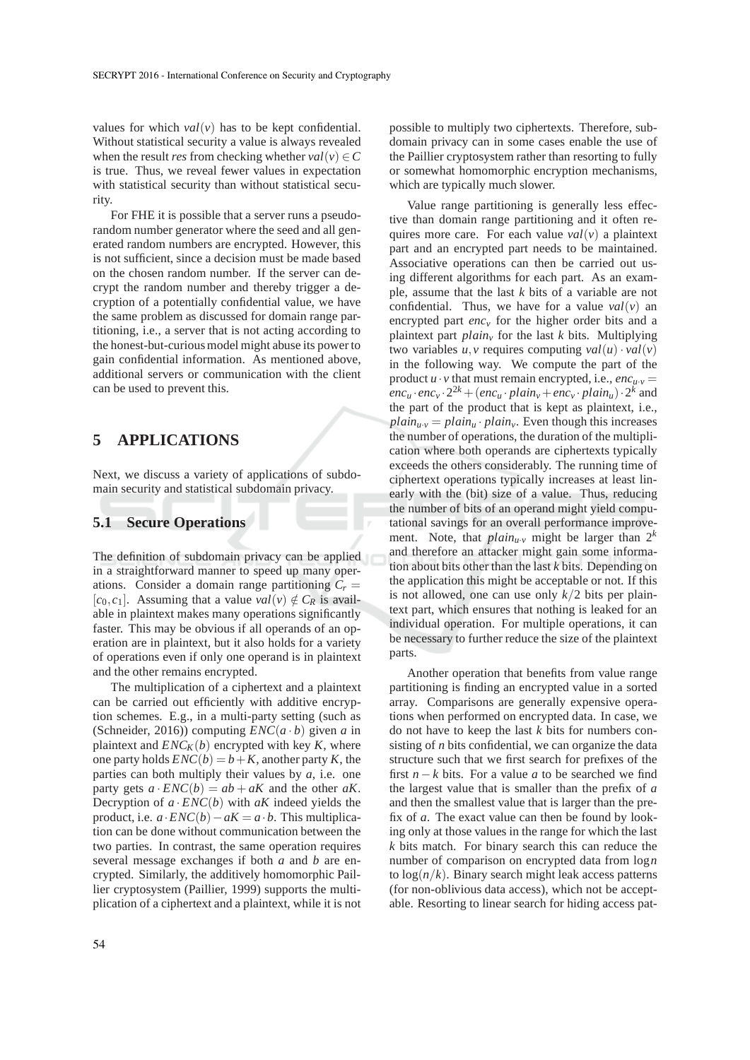values for which $val(v)$ has to be kept confidential. Without statistical security a value is always revealed when the result *res* from checking whether $val(v) \in C$ is true. Thus, we reveal fewer values in expectation with statistical security than without statistical security.

For FHE it is possible that a server runs a pseudo-random number generator where the seed and all generated random numbers are encrypted. However, this is not sufficient, since a decision must be made based on the chosen random number. If the server can decrypt the random number and thereby trigger a decryption of a potentially confidential value, we have the same problem as discussed for domain range partitioning, i.e., a server that is not acting according to the honest-but-curious model might abuse its power to gain confidential information. As mentioned above, additional servers or communication with the client can be used to prevent this.

# 5 APPLICATIONS

Next, we discuss a variety of applications of subdomain security and statistical subdomain privacy.

## 5.1 Secure Operations

The definition of subdomain privacy can be applied in a straightforward manner to speed up many operations. Consider a domain range partitioning $C_r = [c_0, c_1]$. Assuming that a value $val(v) \notin C_R$ is available in plaintext makes many operations significantly faster. This may be obvious if all operands of an operation are in plaintext, but it also holds for a variety of operations even if only one operand is in plaintext and the other remains encrypted.

The multiplication of a ciphertext and a plaintext can be carried out efficiently with additive encryption schemes. E.g., in a multi-party setting (such as (Schneider, 2016)) computing $ENC(a \cdot b)$ given $a$ in plaintext and $ENC_K(b)$ encrypted with key $K$, where one party holds $ENC(b) = b + K$, another party $K$, the parties can both multiply their values by $a$, i.e. one party gets $a \cdot ENC(b) = ab + aK$ and the other $aK$. Decryption of $a \cdot ENC(b)$ with $aK$ indeed yields the product, i.e. $a \cdot ENC(b) - aK = a \cdot b$. This multiplication can be done without communication between the two parties. In contrast, the same operation requires several message exchanges if both $a$ and $b$ are encrypted. Similarly, the additively homomorphic Paillier cryptosystem (Paillier, 1999) supports the multiplication of a ciphertext and a plaintext, while it is not possible to multiply two ciphertexts. Therefore, subdomain privacy can in some cases enable the use of the Paillier cryptosystem rather than resorting to fully or somewhat homomorphic encryption mechanisms, which are typically much slower.

Value range partitioning is generally less effective than domain range partitioning and it often requires more care. For each value $val(v)$ a plaintext part and an encrypted part needs to be maintained. Associative operations can then be carried out using different algorithms for each part. As an example, assume that the last $k$ bits of a variable are not confidential. Thus, we have for a value $val(v)$ an encrypted part $enc_v$ for the higher order bits and a plaintext part $plain_v$ for the last $k$ bits. Multiplying two variables $u, v$ requires computing $val(u) \cdot val(v)$ in the following way. We compute the part of the product $u \cdot v$ that must remain encrypted, i.e., $enc_{u \cdot v} = enc_u \cdot enc_v \cdot 2^{2k} + (enc_u \cdot plain_v + enc_v \cdot plain_u) \cdot 2^k$ and the part of the product that is kept as plaintext, i.e., $plain_{u \cdot v} = plain_u \cdot plain_v$. Even though this increases the number of operations, the duration of the multiplication where both operands are ciphertexts typically exceeds the others considerably. The running time of ciphertext operations typically increases at least linearly with the (bit) size of a value. Thus, reducing the number of bits of an operand might yield computational savings for an overall performance improvement. Note, that $plain_{u \cdot v}$ might be larger than $2^k$ and therefore an attacker might gain some information about bits other than the last $k$ bits. Depending on the application this might be acceptable or not. If this is not allowed, one can use only $k/2$ bits per plaintext part, which ensures that nothing is leaked for an individual operation. For multiple operations, it can be necessary to further reduce the size of the plaintext parts.

Another operation that benefits from value range partitioning is finding an encrypted value in a sorted array. Comparisons are generally expensive operations when performed on encrypted data. In case, we do not have to keep the last $k$ bits for numbers consisting of $n$ bits confidential, we can organize the data structure such that we first search for prefixes of the first $n - k$ bits. For a value $a$ to be searched we find the largest value that is smaller than the prefix of $a$ and then the smallest value that is larger than the prefix of $a$. The exact value can then be found by looking only at those values in the range for which the last $k$ bits match. For binary search this can reduce the number of comparison on encrypted data from $\log n$ to $\log(n/k)$. Binary search might leak access patterns (for non-oblivious data access), which not be acceptable. Resorting to linear search for hiding access pat-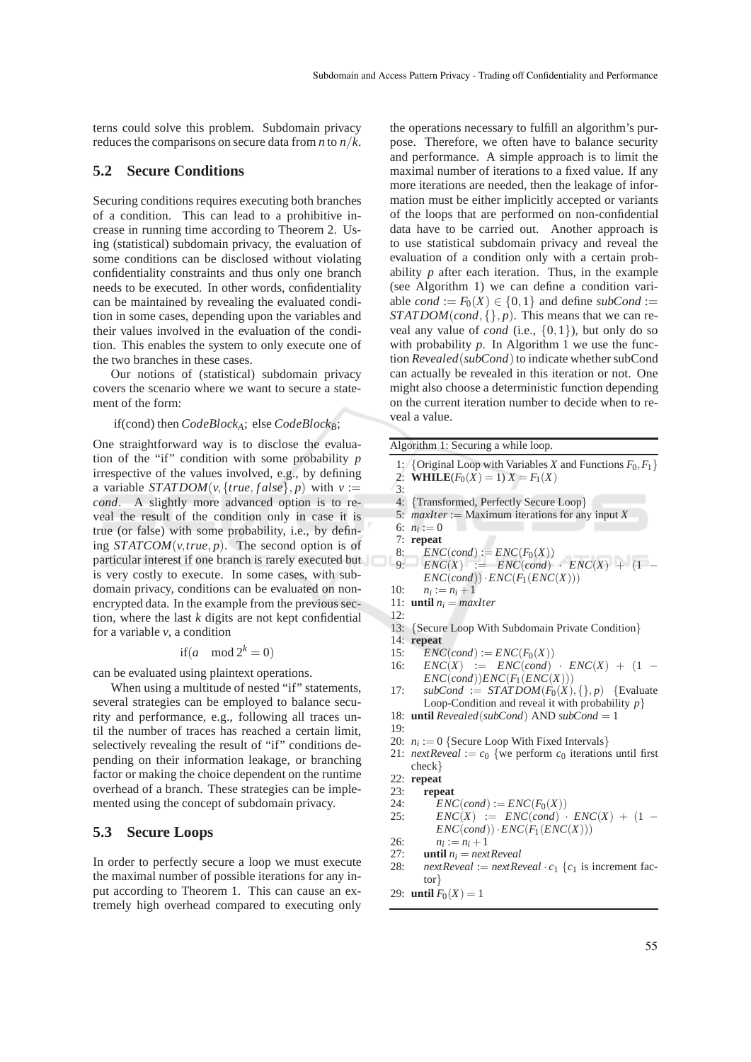terns could solve this problem. Subdomain privacy reduces the comparisons on secure data from $n$ to $n/k$.

### 5.2 Secure Conditions

Securing conditions requires executing both branches of a condition. This can lead to a prohibitive increase in running time according to Theorem 2. Using (statistical) subdomain privacy, the evaluation of some conditions can be disclosed without violating confidentiality constraints and thus only one branch needs to be executed. In other words, confidentiality can be maintained by revealing the evaluated condition in some cases, depending upon the variables and their values involved in the evaluation of the condition. This enables the system to only execute one of the two branches in these cases.

Our notions of (statistical) subdomain privacy covers the scenario where we want to secure a statement of the form:

if(cond) then $CodeBlock_A$; else $CodeBlock_B$;

One straightforward way is to disclose the evaluation of the "if" condition with some probability $p$ irrespective of the values involved, e.g., by defining a variable $STATDOM(v, \{true, false\}, p)$ with $v :=$ *cond*. A slightly more advanced option is to reveal the result of the condition only in case it is true (or false) with some probability, i.e., by defining $STATCOM(v, true, p)$. The second option is of particular interest if one branch is rarely executed but is very costly to execute. In some cases, with subdomain privacy, conditions can be evaluated on non-encrypted data. In the example from the previous section, where the last $k$ digits are not kept confidential for a variable $v$, a condition

$$\text{if}(a \mod 2^k = 0)$$

can be evaluated using plaintext operations.

When using a multitude of nested "if" statements, several strategies can be employed to balance security and performance, e.g., following all traces until the number of traces has reached a certain limit, selectively revealing the result of "if" conditions depending on their information leakage, or branching factor or making the choice dependent on the runtime overhead of a branch. These strategies can be implemented using the concept of subdomain privacy.

### 5.3 Secure Loops

In order to perfectly secure a loop we must execute the maximal number of possible iterations for any input according to Theorem 1. This can cause an extremely high overhead compared to executing only the operations necessary to fulfill an algorithm's purpose. Therefore, we often have to balance security and performance. A simple approach is to limit the maximal number of iterations to a fixed value. If any more iterations are needed, then the leakage of information must be either implicitly accepted or variants of the loops that are performed on non-confidential data have to be carried out. Another approach is to use statistical subdomain privacy and reveal the evaluation of a condition only with a certain probability $p$ after each iteration. Thus, in the example (see Algorithm 1) we can define a condition variable $cond := F_0(X) \in \{0,1\}$ and define $subCond := STATDOM(cond, \{\}, p)$. This means that we can reveal any value of *cond* (i.e., $\{0,1\}$), but only do so with probability $p$. In Algorithm 1 we use the function $Revealed(subCond)$ to indicate whether subCond can actually be revealed in this iteration or not. One might also choose a deterministic function depending on the current iteration number to decide when to reveal a value.

Algorithm 1: Securing a while loop.

```
1:  {Original Loop with Variables X and Functions F_0, F_1}
2:  WHILE(F_0(X) = 1) X = F_1(X)
3:
4:  {Transformed, Perfectly Secure Loop}
5:  maxIter := Maximum iterations for any input X
6:  n_i := 0
7:  repeat
8:      ENC(cond) := ENC(F_0(X))
9:      ENC(X) := ENC(cond) · ENC(X) + (1 − ENC(cond)) · ENC(F_1(ENC(X)))
10:     n_i := n_i + 1
11: until n_i = maxIter
12:
13: {Secure Loop With Subdomain Private Condition}
14: repeat
15:     ENC(cond) := ENC(F_0(X))
16:     ENC(X) := ENC(cond) · ENC(X) + (1 − ENC(cond))ENC(F_1(ENC(X)))
17:     subCond := STATDOM(F_0(X), {}, p)  {Evaluate Loop-Condition and reveal it with probability p}
18: until Revealed(subCond) AND subCond = 1
19:
20: n_i := 0 {Secure Loop With Fixed Intervals}
21: nextReveal := c_0 {we perform c_0 iterations until first check}
22: repeat
23:     repeat
24:         ENC(cond) := ENC(F_0(X))
25:         ENC(X) := ENC(cond) · ENC(X) + (1 − ENC(cond)) · ENC(F_1(ENC(X)))
26:         n_i := n_i + 1
27:     until n_i = nextReveal
28:     nextReveal := nextReveal · c_1 {c_1 is increment factor}
29: until F_0(X) = 1
```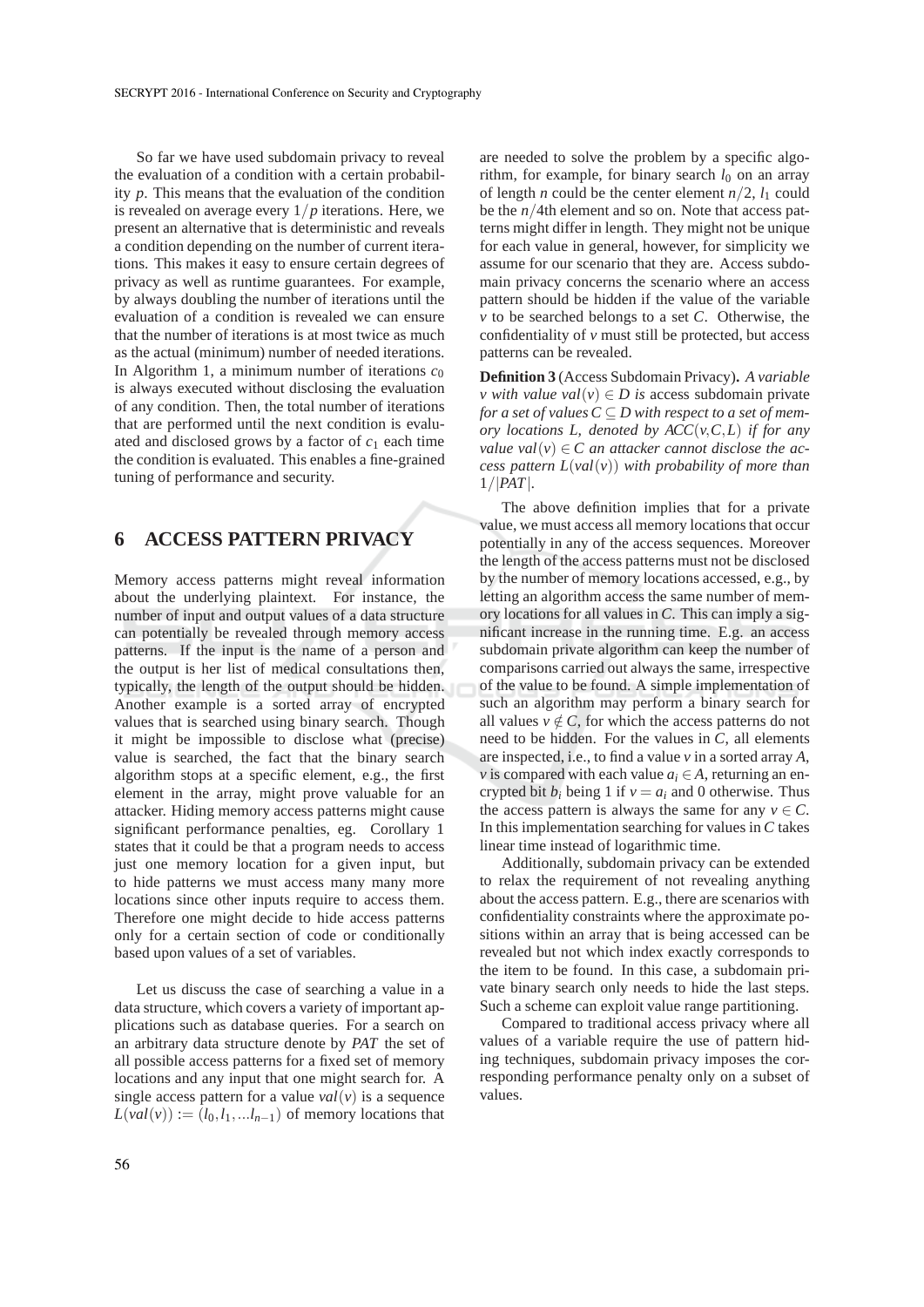So far we have used subdomain privacy to reveal the evaluation of a condition with a certain probability $p$. This means that the evaluation of the condition is revealed on average every $1/p$ iterations. Here, we present an alternative that is deterministic and reveals a condition depending on the number of current iterations. This makes it easy to ensure certain degrees of privacy as well as runtime guarantees. For example, by always doubling the number of iterations until the evaluation of a condition is revealed we can ensure that the number of iterations is at most twice as much as the actual (minimum) number of needed iterations. In Algorithm 1, a minimum number of iterations $c_0$ is always executed without disclosing the evaluation of any condition. Then, the total number of iterations that are performed until the next condition is evaluated and disclosed grows by a factor of $c_1$ each time the condition is evaluated. This enables a fine-grained tuning of performance and security.

## 6 ACCESS PATTERN PRIVACY

Memory access patterns might reveal information about the underlying plaintext. For instance, the number of input and output values of a data structure can potentially be revealed through memory access patterns. If the input is the name of a person and the output is her list of medical consultations then, typically, the length of the output should be hidden. Another example is a sorted array of encrypted values that is searched using binary search. Though it might be impossible to disclose what (precise) value is searched, the fact that the binary search algorithm stops at a specific element, e.g., the first element in the array, might prove valuable for an attacker. Hiding memory access patterns might cause significant performance penalties, eg. Corollary 1 states that it could be that a program needs to access just one memory location for a given input, but to hide patterns we must access many many more locations since other inputs require to access them. Therefore one might decide to hide access patterns only for a certain section of code or conditionally based upon values of a set of variables.

Let us discuss the case of searching a value in a data structure, which covers a variety of important applications such as database queries. For a search on an arbitrary data structure denote by *PAT* the set of all possible access patterns for a fixed set of memory locations and any input that one might search for. A single access pattern for a value $val(v)$ is a sequence $L(val(v)) := (l_0, l_1, ...l_{n-1})$ of memory locations that are needed to solve the problem by a specific algorithm, for example, for binary search $l_0$ on an array of length $n$ could be the center element $n/2$, $l_1$ could be the $n/4$th element and so on. Note that access patterns might differ in length. They might not be unique for each value in general, however, for simplicity we assume for our scenario that they are. Access subdomain privacy concerns the scenario where an access pattern should be hidden if the value of the variable $v$ to be searched belongs to a set $C$. Otherwise, the confidentiality of $v$ must still be protected, but access patterns can be revealed.

**Definition 3** (Access Subdomain Privacy). *A variable $v$ with value $val(v) \in D$ is* access subdomain private *for a set of values $C \subseteq D$ with respect to a set of memory locations $L$, denoted by $ACC(v,C,L)$ if for any value $val(v) \in C$ an attacker cannot disclose the access pattern $L(val(v))$ with probability of more than $1/|PAT|$.*

The above definition implies that for a private value, we must access all memory locations that occur potentially in any of the access sequences. Moreover the length of the access patterns must not be disclosed by the number of memory locations accessed, e.g., by letting an algorithm access the same number of memory locations for all values in $C$. This can imply a significant increase in the running time. E.g. an access subdomain private algorithm can keep the number of comparisons carried out always the same, irrespective of the value to be found. A simple implementation of such an algorithm may perform a binary search for all values $v \notin C$, for which the access patterns do not need to be hidden. For the values in $C$, all elements are inspected, i.e., to find a value $v$ in a sorted array $A$, $v$ is compared with each value $a_i \in A$, returning an encrypted bit $b_i$ being 1 if $v = a_i$ and 0 otherwise. Thus the access pattern is always the same for any $v \in C$. In this implementation searching for values in $C$ takes linear time instead of logarithmic time.

Additionally, subdomain privacy can be extended to relax the requirement of not revealing anything about the access pattern. E.g., there are scenarios with confidentiality constraints where the approximate positions within an array that is being accessed can be revealed but not which index exactly corresponds to the item to be found. In this case, a subdomain private binary search only needs to hide the last steps. Such a scheme can exploit value range partitioning.

Compared to traditional access privacy where all values of a variable require the use of pattern hiding techniques, subdomain privacy imposes the corresponding performance penalty only on a subset of values.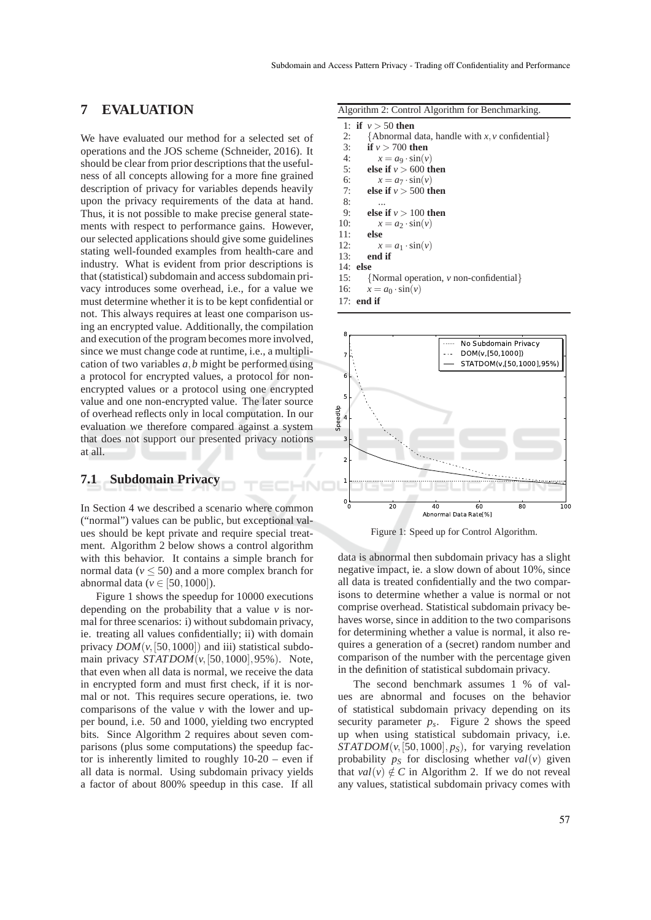# 7 EVALUATION

We have evaluated our method for a selected set of operations and the JOS scheme (Schneider, 2016). It should be clear from prior descriptions that the usefulness of all concepts allowing for a more fine grained description of privacy for variables depends heavily upon the privacy requirements of the data at hand. Thus, it is not possible to make precise general statements with respect to performance gains. However, our selected applications should give some guidelines stating well-founded examples from health-care and industry. What is evident from prior descriptions is that (statistical) subdomain and access subdomain privacy introduces some overhead, i.e., for a value we must determine whether it is to be kept confidential or not. This always requires at least one comparison using an encrypted value. Additionally, the compilation and execution of the program becomes more involved, since we must change code at runtime, i.e., a multiplication of two variables $a,b$ might be performed using a protocol for encrypted values, a protocol for non-encrypted values or a protocol using one encrypted value and one non-encrypted value. The later source of overhead reflects only in local computation. In our evaluation we therefore compared against a system that does not support our presented privacy notions at all.

## 7.1 Subdomain Privacy

In Section 4 we described a scenario where common ("normal") values can be public, but exceptional values should be kept private and require special treatment. Algorithm 2 below shows a control algorithm with this behavior. It contains a simple branch for normal data ($v \leq 50$) and a more complex branch for abnormal data ($v \in [50,1000]$).

Algorithm 2: Control Algorithm for Benchmarking.

```
1:  if v > 50 then
2:      {Abnormal data, handle with x, v confidential}
3:      if v > 700 then
4:          x = a_9 · sin(v)
5:      else if v > 600 then
6:          x = a_7 · sin(v)
7:      else if v > 500 then
8:          ...
9:      else if v > 100 then
10:         x = a_2 · sin(v)
11:     else
12:         x = a_1 · sin(v)
13:     end if
14: else
15:     {Normal operation, v non-confidential}
16:     x = a_0 · sin(v)
17: end if
```

Figure 1 shows the speedup for 10000 executions depending on the probability that a value $v$ is normal for three scenarios: i) without subdomain privacy, ie. treating all values confidentially; ii) with domain privacy $DOM(v,[50,1000])$ and iii) statistical subdomain privacy $STATDOM(v,[50,1000],95\%)$. Note, that even when all data is normal, we receive the data in encrypted form and must first check, if it is normal or not. This requires secure operations, ie. two comparisons of the value $v$ with the lower and upper bound, i.e. 50 and 1000, yielding two encrypted bits. Since Algorithm 2 requires about seven comparisons (plus some computations) the speedup factor is inherently limited to roughly 10-20 – even if all data is normal. Using subdomain privacy yields a factor of about 800% speedup in this case. If all data is abnormal then subdomain privacy has a slight negative impact, ie. a slow down of about 10%, since all data is treated confidentially and the two comparisons to determine whether a value is normal or not comprise overhead. Statistical subdomain privacy behaves worse, since in addition to the two comparisons for determining whether a value is normal, it also requires a generation of a (secret) random number and comparison of the number with the percentage given in the definition of statistical subdomain privacy.

Figure 1: Speed up for Control Algorithm.

The second benchmark assumes 1 % of values are abnormal and focuses on the behavior of statistical subdomain privacy depending on its security parameter $p_s$. Figure 2 shows the speed up when using statistical subdomain privacy, i.e. $STATDOM(v,[50,1000],p_S)$, for varying revelation probability $p_S$ for disclosing whether $val(v)$ given that $val(v) \notin C$ in Algorithm 2. If we do not reveal any values, statistical subdomain privacy comes with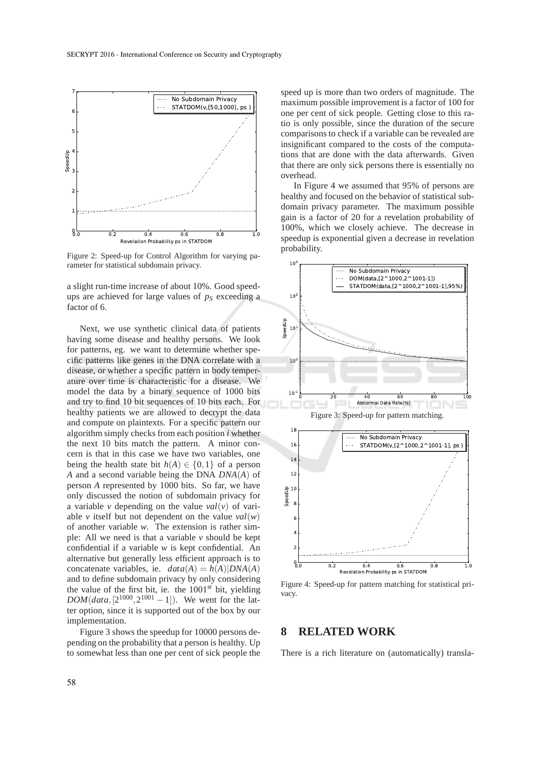Figure 2: Speed-up for Control Algorithm for varying parameter for statistical subdomain privacy.

a slight run-time increase of about 10%. Good speedups are achieved for large values of $p_S$ exceeding a factor of 6.

Next, we use synthetic clinical data of patients having some disease and healthy persons. We look for patterns, eg. we want to determine whether specific patterns like genes in the DNA correlate with a disease, or whether a specific pattern in body temperature over time is characteristic for a disease. We model the data by a binary sequence of 1000 bits and try to find 10 bit sequences of 10 bits each. For healthy patients we are allowed to decrypt the data and compute on plaintexts. For a specific pattern our algorithm simply checks from each position $i$ whether the next 10 bits match the pattern. A minor concern is that in this case we have two variables, one being the health state bit $h(A) \in \{0,1\}$ of a person $A$ and a second variable being the DNA $DNA(A)$ of person $A$ represented by 1000 bits. So far, we have only discussed the notion of subdomain privacy for a variable $v$ depending on the value $val(v)$ of variable $v$ itself but not dependent on the value $val(w)$ of another variable $w$. The extension is rather simple: All we need is that a variable $v$ should be kept confidential if a variable $w$ is kept confidential. An alternative but generally less efficient approach is to concatenate variables, ie. $data(A) = h(A)|DNA(A)$ and to define subdomain privacy by only considering the value of the first bit, ie. the $1001^{st}$ bit, yielding $DOM(data, [2^{1000}, 2^{1001} - 1])$. We went for the latter option, since it is supported out of the box by our implementation.

Figure 3 shows the speedup for 10000 persons depending on the probability that a person is healthy. Up to somewhat less than one per cent of sick people the speed up is more than two orders of magnitude. The maximum possible improvement is a factor of 100 for one per cent of sick people. Getting close to this ratio is only possible, since the duration of the secure comparisons to check if a variable can be revealed are insignificant compared to the costs of the computations that are done with the data afterwards. Given that there are only sick persons there is essentially no overhead.

In Figure 4 we assumed that 95% of persons are healthy and focused on the behavior of statistical subdomain privacy parameter. The maximum possible gain is a factor of 20 for a revelation probability of 100%, which we closely achieve. The decrease in speedup is exponential given a decrease in revelation probability.

Figure 3: Speed-up for pattern matching.

Figure 4: Speed-up for pattern matching for statistical privacy.

## 8 RELATED WORK

There is a rich literature on (automatically) transla-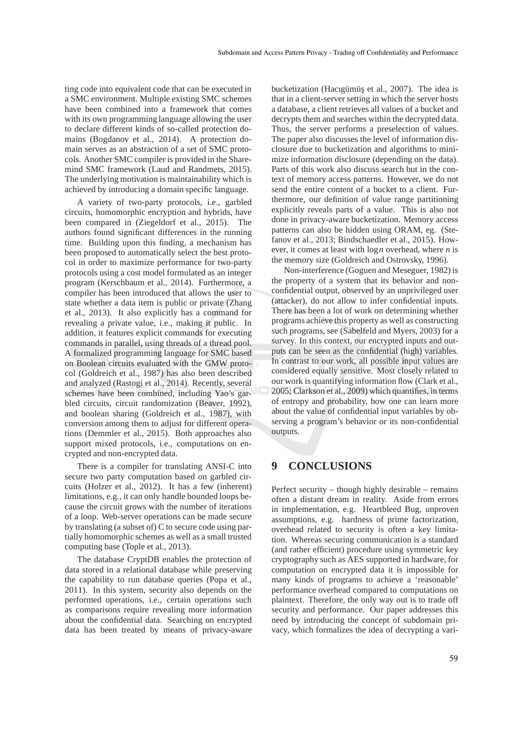ting code into equivalent code that can be executed in a SMC environment. Multiple existing SMC schemes have been combined into a framework that comes with its own programming language allowing the user to declare different kinds of so-called protection domains (Bogdanov et al., 2014). A protection domain serves as an abstraction of a set of SMC protocols. Another SMC compiler is provided in the Sharemind SMC framework (Laud and Randmets, 2015). The underlying motivation is maintainability which is achieved by introducing a domain specific language.

A variety of two-party protocols, i.e., garbled circuits, homomorphic encryption and hybrids, have been compared in (Ziegeldorf et al., 2015). The authors found significant differences in the running time. Building upon this finding, a mechanism has been proposed to automatically select the best protocol in order to maximize performance for two-party protocols using a cost model formulated as an integer program (Kerschbaum et al., 2014). Furthermore, a compiler has been introduced that allows the user to state whether a data item is public or private (Zhang et al., 2013). It also explicitly has a command for revealing a private value, i.e., making it public. In addition, it features explicit commands for executing commands in parallel, using threads of a thread pool. A formalized programming language for SMC based on Boolean circuits evaluated with the GMW protocol (Goldreich et al., 1987) has also been described and analyzed (Rastogi et al., 2014). Recently, several schemes have been combined, including Yao's garbled circuits, circuit randomization (Beaver, 1992), and boolean sharing (Goldreich et al., 1987), with conversion among them to adjust for different operations (Demmler et al., 2015). Both approaches also support mixed protocols, i.e., computations on encrypted and non-encrypted data.

There is a compiler for translating ANSI-C into secure two party computation based on garbled circuits (Holzer et al., 2012). It has a few (inherent) limitations, e.g., it can only handle bounded loops because the circuit grows with the number of iterations of a loop. Web-server operations can be made secure by translating (a subset of) C to secure code using partially homomorphic schemes as well as a small trusted computing base (Tople et al., 2013).

The database CryptDB enables the protection of data stored in a relational database while preserving the capability to run database queries (Popa et al., 2011). In this system, security also depends on the performed operations, i.e., certain operations such as comparisons require revealing more information about the confidential data. Searching on encrypted data has been treated by means of privacy-aware bucketization (Hacıgümüş et al., 2007). The idea is that in a client-server setting in which the server hosts a database, a client retrieves all values of a bucket and decrypts them and searches within the decrypted data. Thus, the server performs a preselection of values. The paper also discusses the level of information disclosure due to bucketization and algorithms to minimize information disclosure (depending on the data). Parts of this work also discuss search but in the context of memory access patterns. However, we do not send the entire content of a bucket to a client. Furthermore, our definition of value range partitioning explicitly reveals parts of a value. This is also not done in privacy-aware bucketization. Memory access patterns can also be hidden using ORAM, eg. (Stefanov et al., 2013; Bindschaedler et al., 2015). However, it comes at least with $\log n$ overhead, where $n$ is the memory size (Goldreich and Ostrovsky, 1996).

Non-interference (Goguen and Meseguer, 1982) is the property of a system that its behavior and non-confidential output, observed by an unprivileged user (attacker), do not allow to infer confidential inputs. There has been a lot of work on determining whether programs achieve this property as well as constructing such programs, see (Sabelfeld and Myers, 2003) for a survey. In this context, our encrypted inputs and outputs can be seen as the confidential (high) variables. In contrast to our work, all possible input values are considered equally sensitive. Most closely related to our work is quantifying information flow (Clark et al., 2005; Clarkson et al., 2009) which quantifies, in terms of entropy and probability, how one can learn more about the value of confidential input variables by observing a program's behavior or its non-confidential outputs.

# 9 CONCLUSIONS

Perfect security – though highly desirable – remains often a distant dream in reality. Aside from errors in implementation, e.g. Heartbleed Bug, unproven assumptions, e.g. hardness of prime factorization, overhead related to security is often a key limitation. Whereas securing communication is a standard (and rather efficient) procedure using symmetric key cryptography such as AES supported in hardware, for computation on encrypted data it is impossible for many kinds of programs to achieve a 'reasonable' performance overhead compared to computations on plaintext. Therefore, the only way out is to trade off security and performance. Our paper addresses this need by introducing the concept of subdomain privacy, which formalizes the idea of decrypting a vari-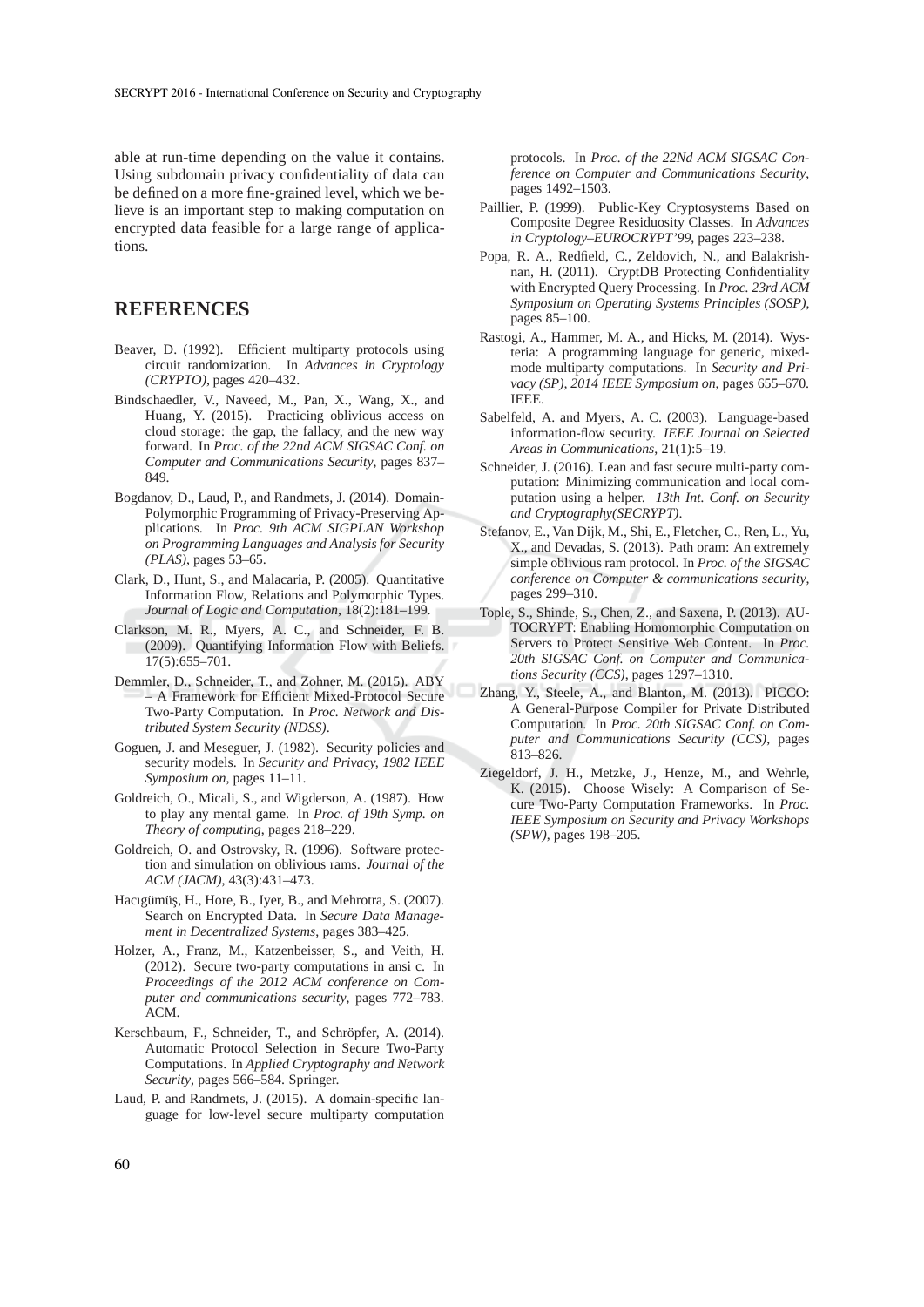able at run-time depending on the value it contains. Using subdomain privacy confidentiality of data can be defined on a more fine-grained level, which we believe is an important step to making computation on encrypted data feasible for a large range of applications.

## REFERENCES

Beaver, D. (1992). Efficient multiparty protocols using circuit randomization. In *Advances in Cryptology (CRYPTO)*, pages 420–432.

Bindschaedler, V., Naveed, M., Pan, X., Wang, X., and Huang, Y. (2015). Practicing oblivious access on cloud storage: the gap, the fallacy, and the new way forward. In *Proc. of the 22nd ACM SIGSAC Conf. on Computer and Communications Security*, pages 837–849.

Bogdanov, D., Laud, P., and Randmets, J. (2014). Domain-Polymorphic Programming of Privacy-Preserving Applications. In *Proc. 9th ACM SIGPLAN Workshop on Programming Languages and Analysis for Security (PLAS)*, pages 53–65.

Clark, D., Hunt, S., and Malacaria, P. (2005). Quantitative Information Flow, Relations and Polymorphic Types. *Journal of Logic and Computation*, 18(2):181–199.

Clarkson, M. R., Myers, A. C., and Schneider, F. B. (2009). Quantifying Information Flow with Beliefs. 17(5):655–701.

Demmler, D., Schneider, T., and Zohner, M. (2015). ABY – A Framework for Efficient Mixed-Protocol Secure Two-Party Computation. In *Proc. Network and Distributed System Security (NDSS)*.

Goguen, J. and Meseguer, J. (1982). Security policies and security models. In *Security and Privacy, 1982 IEEE Symposium on*, pages 11–11.

Goldreich, O., Micali, S., and Wigderson, A. (1987). How to play any mental game. In *Proc. of 19th Symp. on Theory of computing*, pages 218–229.

Goldreich, O. and Ostrovsky, R. (1996). Software protection and simulation on oblivious rams. *Journal of the ACM (JACM)*, 43(3):431–473.

Hacıgümüş, H., Hore, B., Iyer, B., and Mehrotra, S. (2007). Search on Encrypted Data. In *Secure Data Management in Decentralized Systems*, pages 383–425.

Holzer, A., Franz, M., Katzenbeisser, S., and Veith, H. (2012). Secure two-party computations in ansi c. In *Proceedings of the 2012 ACM conference on Computer and communications security*, pages 772–783. ACM.

Kerschbaum, F., Schneider, T., and Schröpfer, A. (2014). Automatic Protocol Selection in Secure Two-Party Computations. In *Applied Cryptography and Network Security*, pages 566–584. Springer.

Laud, P. and Randmets, J. (2015). A domain-specific language for low-level secure multiparty computation protocols. In *Proc. of the 22Nd ACM SIGSAC Conference on Computer and Communications Security*, pages 1492–1503.

Paillier, P. (1999). Public-Key Cryptosystems Based on Composite Degree Residuosity Classes. In *Advances in Cryptology–EUROCRYPT'99*, pages 223–238.

Popa, R. A., Redfield, C., Zeldovich, N., and Balakrishnan, H. (2011). CryptDB Protecting Confidentiality with Encrypted Query Processing. In *Proc. 23rd ACM Symposium on Operating Systems Principles (SOSP)*, pages 85–100.

Rastogi, A., Hammer, M. A., and Hicks, M. (2014). Wysteria: A programming language for generic, mixed-mode multiparty computations. In *Security and Privacy (SP), 2014 IEEE Symposium on*, pages 655–670. IEEE.

Sabelfeld, A. and Myers, A. C. (2003). Language-based information-flow security. *IEEE Journal on Selected Areas in Communications*, 21(1):5–19.

Schneider, J. (2016). Lean and fast secure multi-party computation: Minimizing communication and local computation using a helper. *13th Int. Conf. on Security and Cryptography(SECRYPT)*.

Stefanov, E., Van Dijk, M., Shi, E., Fletcher, C., Ren, L., Yu, X., and Devadas, S. (2013). Path oram: An extremely simple oblivious ram protocol. In *Proc. of the SIGSAC conference on Computer & communications security*, pages 299–310.

Tople, S., Shinde, S., Chen, Z., and Saxena, P. (2013). AUTOCRYPT: Enabling Homomorphic Computation on Servers to Protect Sensitive Web Content. In *Proc. 20th SIGSAC Conf. on Computer and Communications Security (CCS)*, pages 1297–1310.

Zhang, Y., Steele, A., and Blanton, M. (2013). PICCO: A General-Purpose Compiler for Private Distributed Computation. In *Proc. 20th SIGSAC Conf. on Computer and Communications Security (CCS)*, pages 813–826.

Ziegeldorf, J. H., Metzke, J., Henze, M., and Wehrle, K. (2015). Choose Wisely: A Comparison of Secure Two-Party Computation Frameworks. In *Proc. IEEE Symposium on Security and Privacy Workshops (SPW)*, pages 198–205.